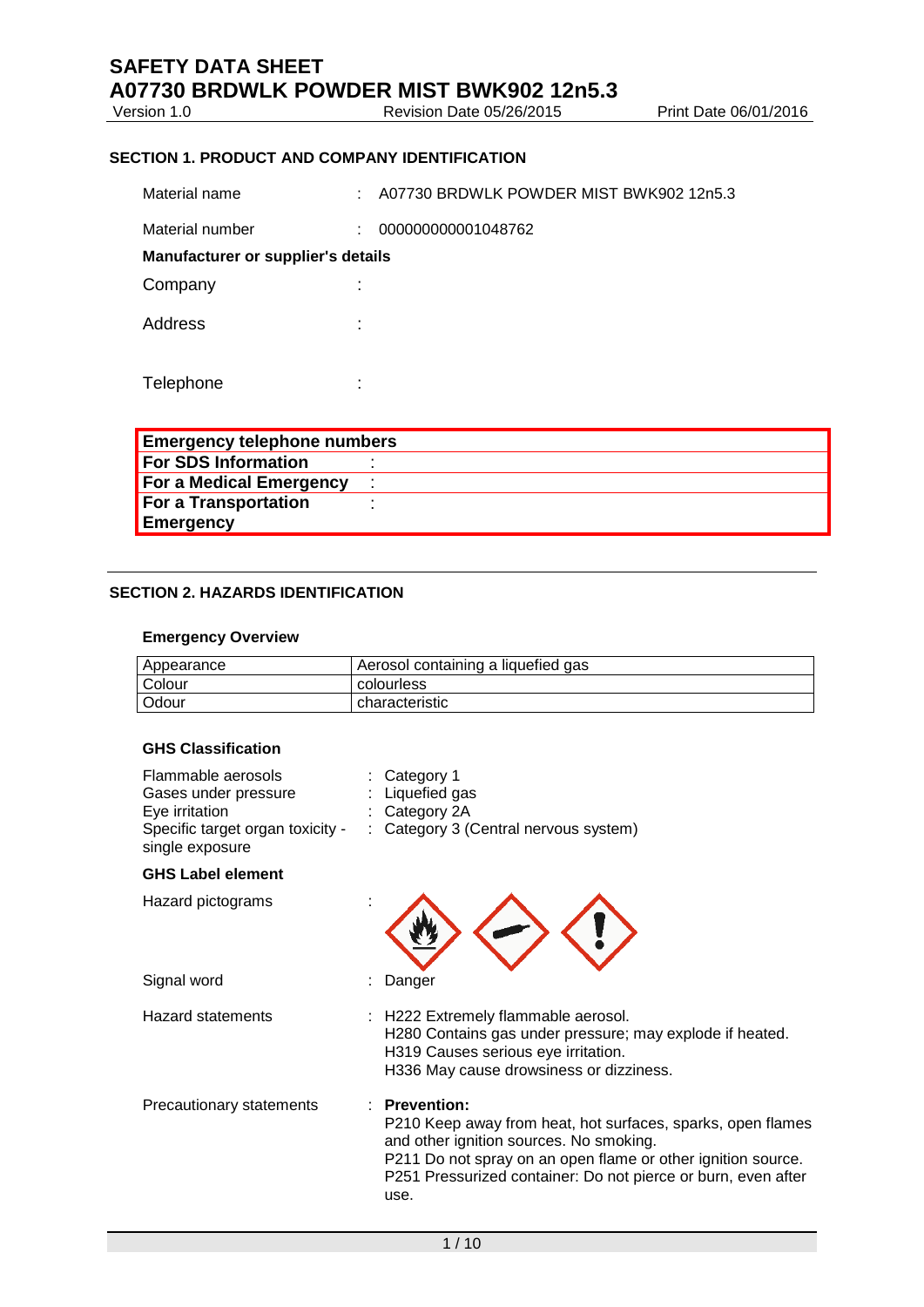# SAFETY DATA SHEET
# A07730 BRDWLK POWDER MIST BWK902 12n5.3

Version 1.0 | Revision Date 05/26/2015 | Print Date 06/01/2016

## SECTION 1. PRODUCT AND COMPANY IDENTIFICATION

Material name : A07730 BRDWLK POWDER MIST BWK902 12n5.3

Material number : 000000000001048762

**Manufacturer or supplier's details**

Company :

Address :

Telephone :

| **Emergency telephone numbers** | |
|---|---|
| **For SDS Information** | : |
| **For a Medical Emergency** | : |
| **For a Transportation Emergency** | : |

## SECTION 2. HAZARDS IDENTIFICATION

### Emergency Overview

| Appearance | Aerosol containing a liquefied gas |
|---|---|
| Colour | colourless |
| Odour | characteristic |

### GHS Classification

Flammable aerosols : Category 1
Gases under pressure : Liquefied gas
Eye irritation : Category 2A
Specific target organ toxicity - single exposure : Category 3 (Central nervous system)

### GHS Label element

Hazard pictograms :

Signal word : Danger

Hazard statements :
H222 Extremely flammable aerosol.
H280 Contains gas under pressure; may explode if heated.
H319 Causes serious eye irritation.
H336 May cause drowsiness or dizziness.

Precautionary statements :
**Prevention:**
P210 Keep away from heat, hot surfaces, sparks, open flames and other ignition sources. No smoking.
P211 Do not spray on an open flame or other ignition source.
P251 Pressurized container: Do not pierce or burn, even after use.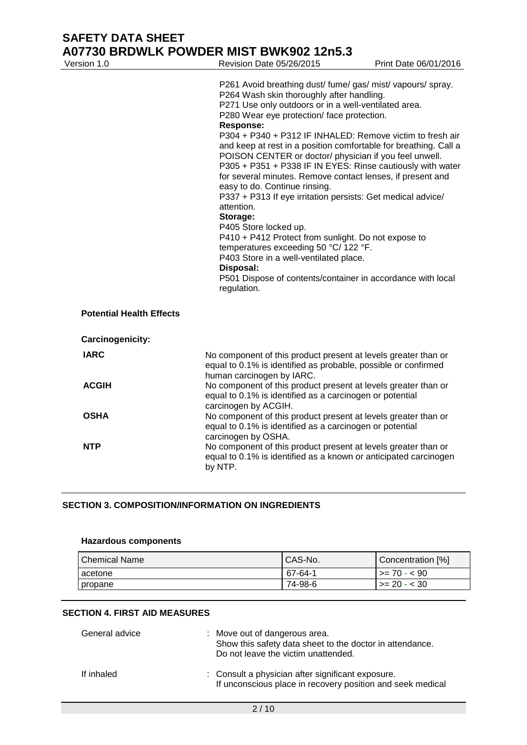P261 Avoid breathing dust/ fume/ gas/ mist/ vapours/ spray.
P264 Wash skin thoroughly after handling.
P271 Use only outdoors or in a well-ventilated area.
P280 Wear eye protection/ face protection.

**Response:**

P304 + P340 + P312 IF INHALED: Remove victim to fresh air and keep at rest in a position comfortable for breathing. Call a POISON CENTER or doctor/ physician if you feel unwell.
P305 + P351 + P338 IF IN EYES: Rinse cautiously with water for several minutes. Remove contact lenses, if present and easy to do. Continue rinsing.
P337 + P313 If eye irritation persists: Get medical advice/ attention.

**Storage:**

P405 Store locked up.
P410 + P412 Protect from sunlight. Do not expose to temperatures exceeding 50 °C/ 122 °F.
P403 Store in a well-ventilated place.

**Disposal:**

P501 Dispose of contents/container in accordance with local regulation.

**Potential Health Effects**

**Carcinogenicity:**

**IARC** No component of this product present at levels greater than or equal to 0.1% is identified as probable, possible or confirmed human carcinogen by IARC.

**ACGIH** No component of this product present at levels greater than or equal to 0.1% is identified as a carcinogen or potential carcinogen by ACGIH.

**OSHA** No component of this product present at levels greater than or equal to 0.1% is identified as a carcinogen or potential carcinogen by OSHA.

**NTP** No component of this product present at levels greater than or equal to 0.1% is identified as a known or anticipated carcinogen by NTP.

## SECTION 3. COMPOSITION/INFORMATION ON INGREDIENTS

**Hazardous components**

| Chemical Name | CAS-No. | Concentration [%] |
|---|---|---|
| acetone | 67-64-1 | >= 70 - < 90 |
| propane | 74-98-6 | >= 20 - < 30 |

## SECTION 4. FIRST AID MEASURES

General advice : Move out of dangerous area.
Show this safety data sheet to the doctor in attendance.
Do not leave the victim unattended.

If inhaled : Consult a physician after significant exposure.
If unconscious place in recovery position and seek medical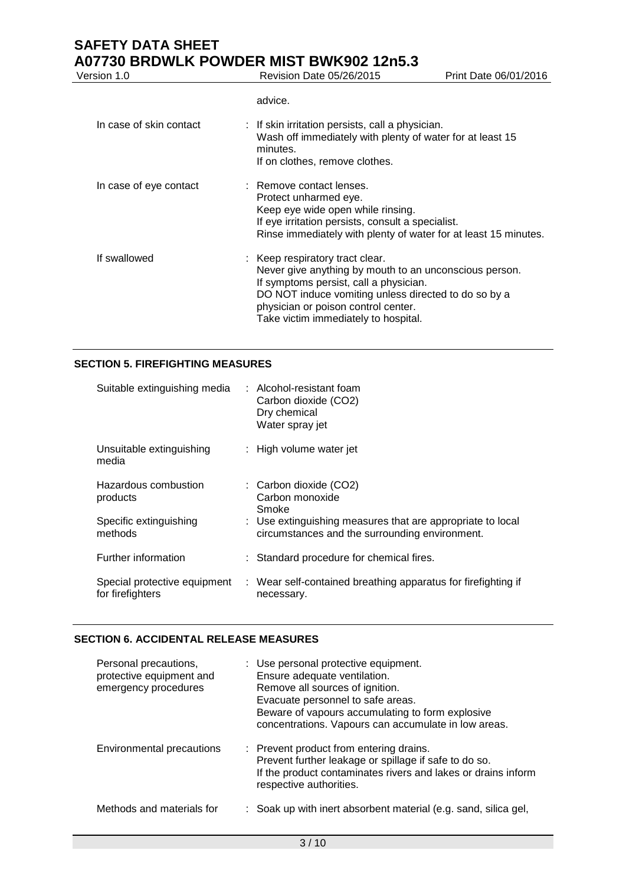advice.

| | |
|---|---|
| In case of skin contact | : If skin irritation persists, call a physician.<br>Wash off immediately with plenty of water for at least 15 minutes.<br>If on clothes, remove clothes. |
| In case of eye contact | : Remove contact lenses.<br>Protect unharmed eye.<br>Keep eye wide open while rinsing.<br>If eye irritation persists, consult a specialist.<br>Rinse immediately with plenty of water for at least 15 minutes. |
| If swallowed | : Keep respiratory tract clear.<br>Never give anything by mouth to an unconscious person.<br>If symptoms persist, call a physician.<br>DO NOT induce vomiting unless directed to do so by a physician or poison control center.<br>Take victim immediately to hospital. |

## SECTION 5. FIREFIGHTING MEASURES

| | |
|---|---|
| Suitable extinguishing media | : Alcohol-resistant foam<br>Carbon dioxide ($CO_2$)<br>Dry chemical<br>Water spray jet |
| Unsuitable extinguishing media | : High volume water jet |
| Hazardous combustion products | : Carbon dioxide ($CO_2$)<br>Carbon monoxide<br>Smoke |
| Specific extinguishing methods | : Use extinguishing measures that are appropriate to local circumstances and the surrounding environment. |
| Further information | : Standard procedure for chemical fires. |
| Special protective equipment for firefighters | : Wear self-contained breathing apparatus for firefighting if necessary. |

## SECTION 6. ACCIDENTAL RELEASE MEASURES

| | |
|---|---|
| Personal precautions, protective equipment and emergency procedures | : Use personal protective equipment.<br>Ensure adequate ventilation.<br>Remove all sources of ignition.<br>Evacuate personnel to safe areas.<br>Beware of vapours accumulating to form explosive concentrations. Vapours can accumulate in low areas. |
| Environmental precautions | : Prevent product from entering drains.<br>Prevent further leakage or spillage if safe to do so.<br>If the product contaminates rivers and lakes or drains inform respective authorities. |
| Methods and materials for | : Soak up with inert absorbent material (e.g. sand, silica gel, |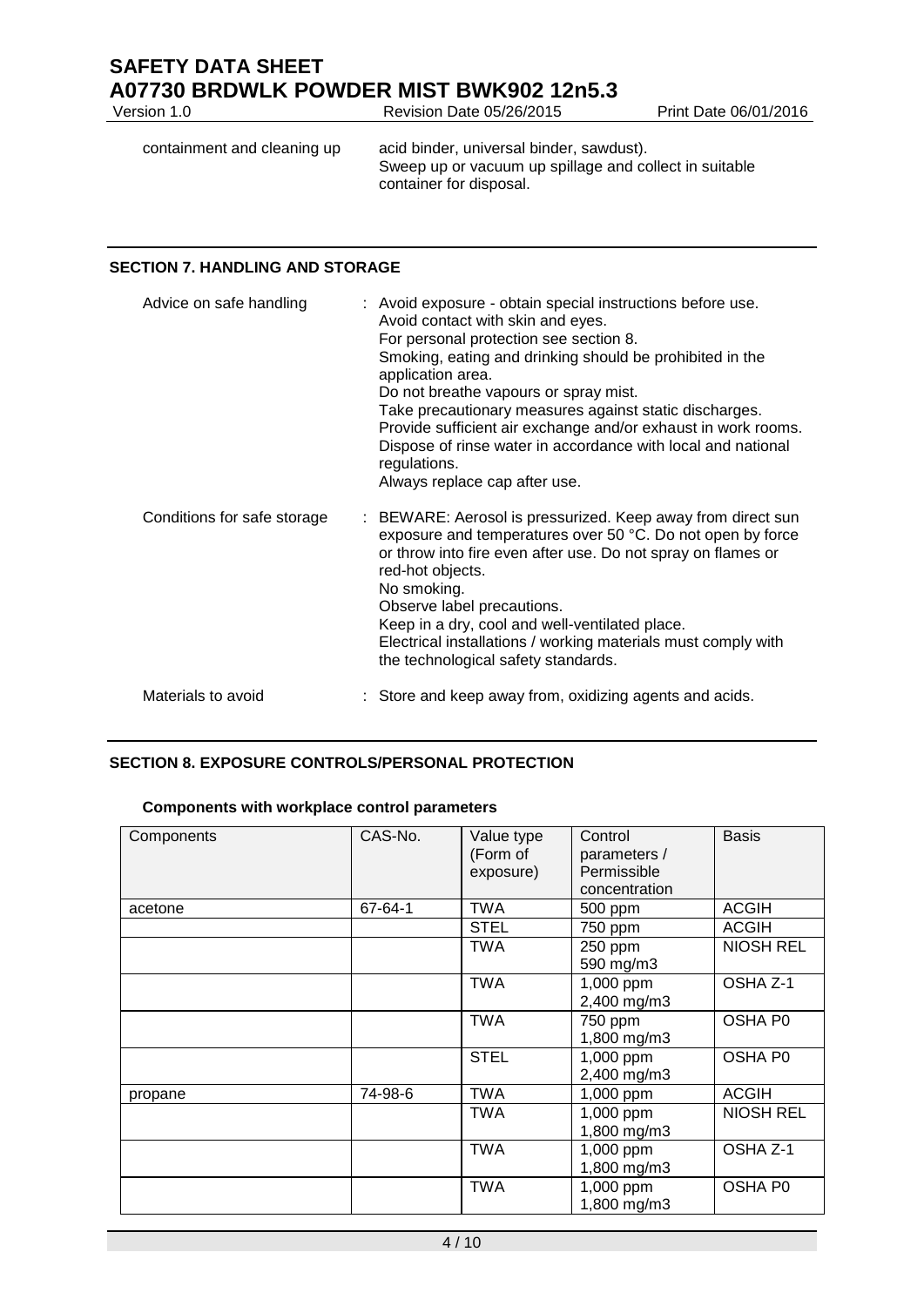| | |
|---|---|
| containment and cleaning up | acid binder, universal binder, sawdust). Sweep up or vacuum up spillage and collect in suitable container for disposal. |

## SECTION 7. HANDLING AND STORAGE

| | |
|---|---|
| Advice on safe handling | : Avoid exposure - obtain special instructions before use.<br>Avoid contact with skin and eyes.<br>For personal protection see section 8.<br>Smoking, eating and drinking should be prohibited in the application area.<br>Do not breathe vapours or spray mist.<br>Take precautionary measures against static discharges.<br>Provide sufficient air exchange and/or exhaust in work rooms.<br>Dispose of rinse water in accordance with local and national regulations.<br>Always replace cap after use. |
| Conditions for safe storage | : BEWARE: Aerosol is pressurized. Keep away from direct sun exposure and temperatures over 50 °C. Do not open by force or throw into fire even after use. Do not spray on flames or red-hot objects.<br>No smoking.<br>Observe label precautions.<br>Keep in a dry, cool and well-ventilated place.<br>Electrical installations / working materials must comply with the technological safety standards. |
| Materials to avoid | : Store and keep away from, oxidizing agents and acids. |

## SECTION 8. EXPOSURE CONTROLS/PERSONAL PROTECTION

### Components with workplace control parameters

| Components | CAS-No. | Value type (Form of exposure) | Control parameters / Permissible concentration | Basis |
|---|---|---|---|---|
| acetone | 67-64-1 | TWA | 500 ppm | ACGIH |
| | | STEL | 750 ppm | ACGIH |
| | | TWA | 250 ppm<br>590 mg/m3 | NIOSH REL |
| | | TWA | 1,000 ppm<br>2,400 mg/m3 | OSHA Z-1 |
| | | TWA | 750 ppm<br>1,800 mg/m3 | OSHA P0 |
| | | STEL | 1,000 ppm<br>2,400 mg/m3 | OSHA P0 |
| propane | 74-98-6 | TWA | 1,000 ppm | ACGIH |
| | | TWA | 1,000 ppm<br>1,800 mg/m3 | NIOSH REL |
| | | TWA | 1,000 ppm<br>1,800 mg/m3 | OSHA Z-1 |
| | | TWA | 1,000 ppm<br>1,800 mg/m3 | OSHA P0 |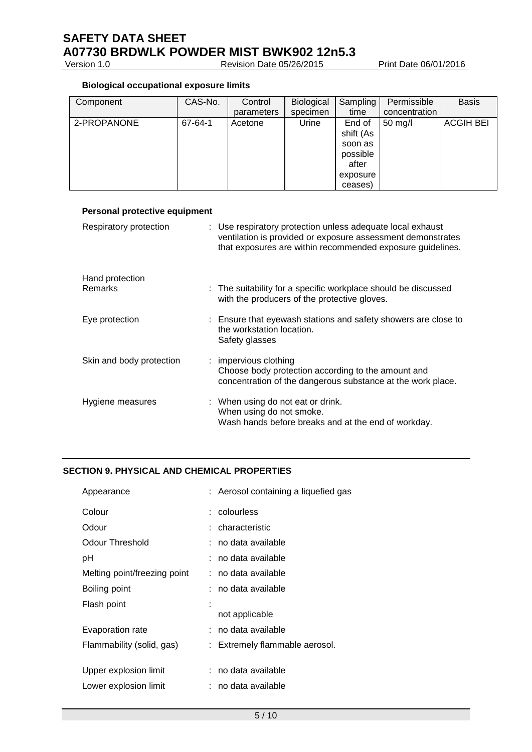**Biological occupational exposure limits**

| Component | CAS-No. | Control parameters | Biological specimen | Sampling time | Permissible concentration | Basis |
|---|---|---|---|---|---|---|
| 2-PROPANONE | 67-64-1 | Acetone | Urine | End of shift (As soon as possible after exposure ceases) | 50 mg/l | ACGIH BEI |

**Personal protective equipment**

Respiratory protection : Use respiratory protection unless adequate local exhaust ventilation is provided or exposure assessment demonstrates that exposures are within recommended exposure guidelines.

Hand protection
Remarks : The suitability for a specific workplace should be discussed with the producers of the protective gloves.

Eye protection : Ensure that eyewash stations and safety showers are close to the workstation location.
Safety glasses

Skin and body protection : impervious clothing
Choose body protection according to the amount and concentration of the dangerous substance at the work place.

Hygiene measures : When using do not eat or drink.
When using do not smoke.
Wash hands before breaks and at the end of workday.

## SECTION 9. PHYSICAL AND CHEMICAL PROPERTIES

Appearance : Aerosol containing a liquefied gas

Colour : colourless

Odour : characteristic

Odour Threshold : no data available

pH : no data available

Melting point/freezing point : no data available

Boiling point : no data available

Flash point : not applicable

Evaporation rate : no data available

Flammability (solid, gas) : Extremely flammable aerosol.

Upper explosion limit : no data available

Lower explosion limit : no data available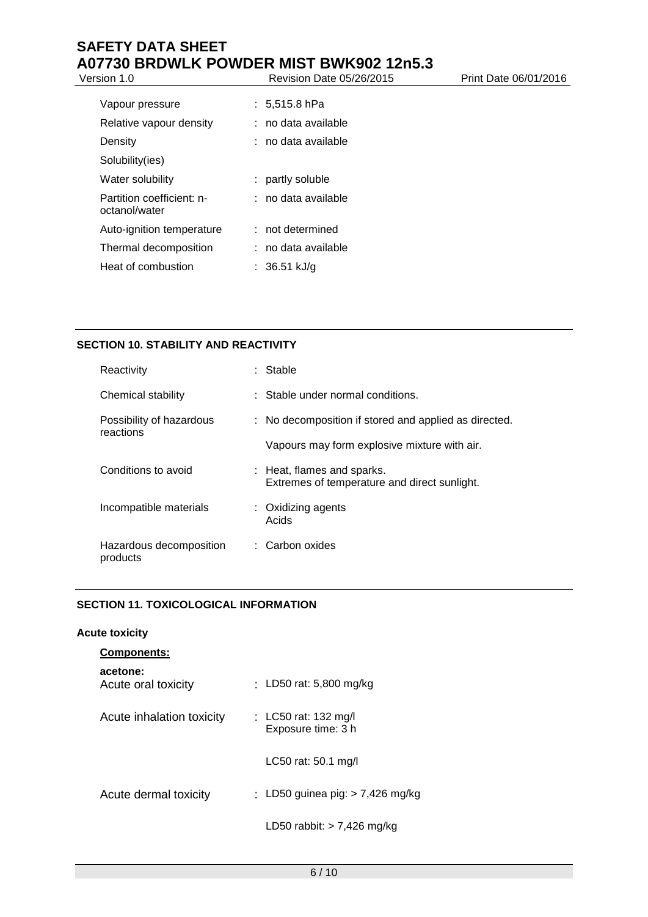| | |
|---|---|
| Vapour pressure | : 5,515.8 hPa |
| Relative vapour density | : no data available |
| Density | : no data available |
| Solubility(ies) | |
| Water solubility | : partly soluble |
| Partition coefficient: n-octanol/water | : no data available |
| Auto-ignition temperature | : not determined |
| Thermal decomposition | : no data available |
| Heat of combustion | : 36.51 kJ/g |

## SECTION 10. STABILITY AND REACTIVITY

| | |
|---|---|
| Reactivity | : Stable |
| Chemical stability | : Stable under normal conditions. |
| Possibility of hazardous reactions | : No decomposition if stored and applied as directed.<br>Vapours may form explosive mixture with air. |
| Conditions to avoid | : Heat, flames and sparks.<br>Extremes of temperature and direct sunlight. |
| Incompatible materials | : Oxidizing agents<br>Acids |
| Hazardous decomposition products | : Carbon oxides |

## SECTION 11. TOXICOLOGICAL INFORMATION

### Acute toxicity

**Components:**

**acetone:**

| | |
|---|---|
| Acute oral toxicity | : LD50 rat: 5,800 mg/kg |
| Acute inhalation toxicity | : LC50 rat: 132 mg/l<br>Exposure time: 3 h |
| | LC50 rat: 50.1 mg/l |
| Acute dermal toxicity | : LD50 guinea pig: > 7,426 mg/kg |
| | LD50 rabbit: > 7,426 mg/kg |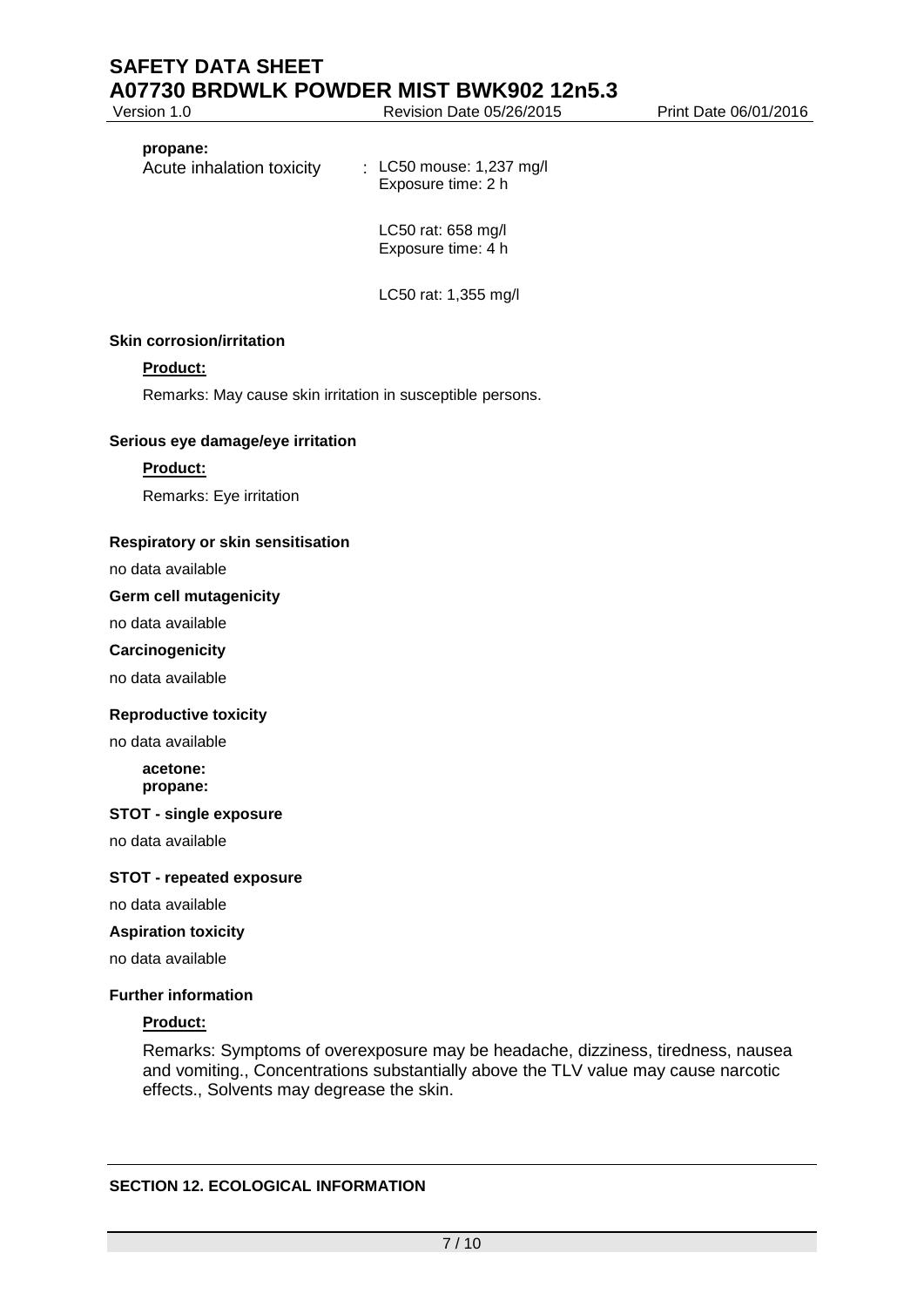**propane:**

Acute inhalation toxicity : LC50 mouse: 1,237 mg/l
Exposure time: 2 h

LC50 rat: 658 mg/l
Exposure time: 4 h

LC50 rat: 1,355 mg/l

**Skin corrosion/irritation**

**Product:**

Remarks: May cause skin irritation in susceptible persons.

**Serious eye damage/eye irritation**

**Product:**

Remarks: Eye irritation

**Respiratory or skin sensitisation**

no data available

**Germ cell mutagenicity**

no data available

**Carcinogenicity**

no data available

**Reproductive toxicity**

no data available

**acetone:**
**propane:**

**STOT - single exposure**

no data available

**STOT - repeated exposure**

no data available

**Aspiration toxicity**

no data available

**Further information**

**Product:**

Remarks: Symptoms of overexposure may be headache, dizziness, tiredness, nausea and vomiting., Concentrations substantially above the TLV value may cause narcotic effects., Solvents may degrease the skin.

## SECTION 12. ECOLOGICAL INFORMATION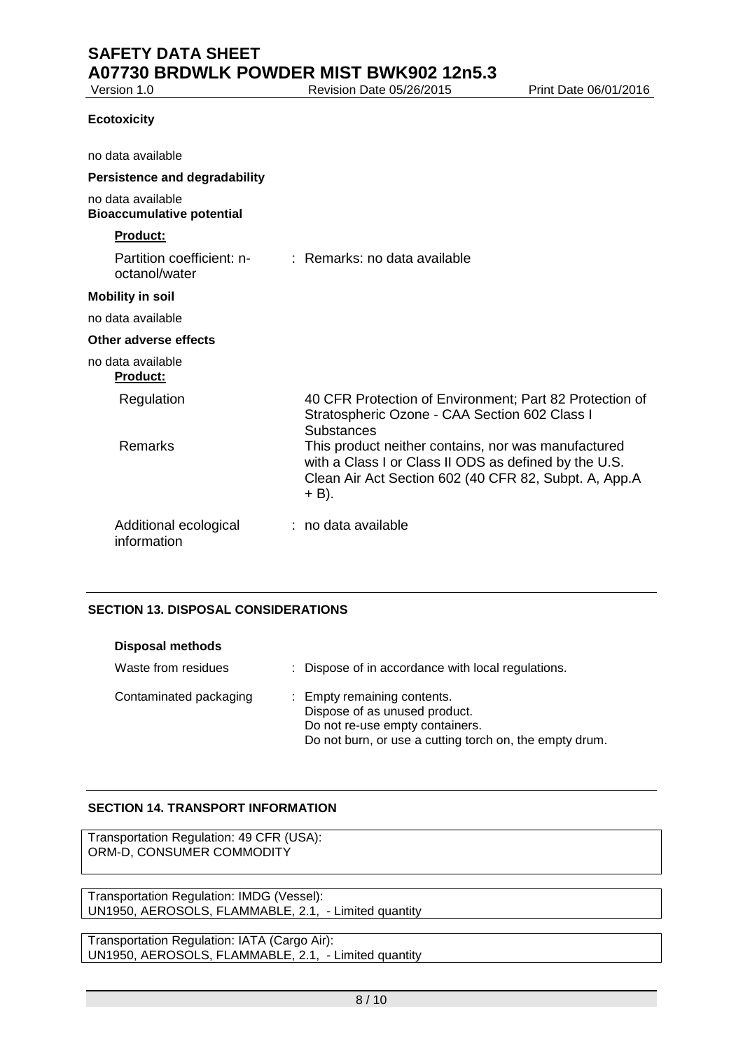**Ecotoxicity**

no data available

**Persistence and degradability**

no data available

**Bioaccumulative potential**

**Product:**

Partition coefficient: n-octanol/water : Remarks: no data available

**Mobility in soil**

no data available

**Other adverse effects**

no data available

**Product:**

| | |
|---|---|
| Regulation | 40 CFR Protection of Environment; Part 82 Protection of Stratospheric Ozone - CAA Section 602 Class I Substances |
| Remarks | This product neither contains, nor was manufactured with a Class I or Class II ODS as defined by the U.S. Clean Air Act Section 602 (40 CFR 82, Subpt. A, App.A + B). |
| Additional ecological information | : no data available |

## SECTION 13. DISPOSAL CONSIDERATIONS

**Disposal methods**

| | |
|---|---|
| Waste from residues | : Dispose of in accordance with local regulations. |
| Contaminated packaging | : Empty remaining contents.<br>Dispose of as unused product.<br>Do not re-use empty containers.<br>Do not burn, or use a cutting torch on, the empty drum. |

## SECTION 14. TRANSPORT INFORMATION

Transportation Regulation: 49 CFR (USA):
ORM-D, CONSUMER COMMODITY

Transportation Regulation: IMDG (Vessel):
UN1950, AEROSOLS, FLAMMABLE, 2.1, - Limited quantity

Transportation Regulation: IATA (Cargo Air):
UN1950, AEROSOLS, FLAMMABLE, 2.1, - Limited quantity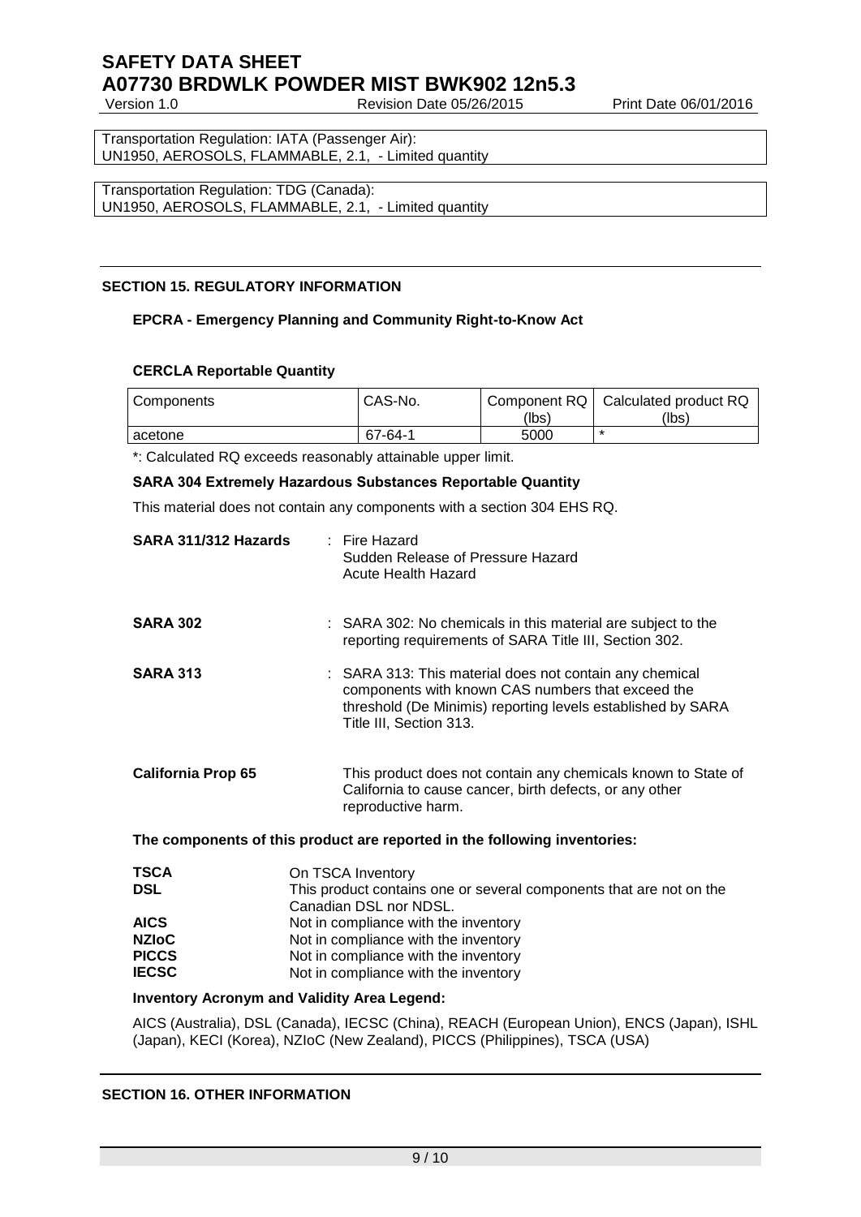Transportation Regulation: IATA (Passenger Air):
UN1950, AEROSOLS, FLAMMABLE, 2.1, - Limited quantity

Transportation Regulation: TDG (Canada):
UN1950, AEROSOLS, FLAMMABLE, 2.1, - Limited quantity

## SECTION 15. REGULATORY INFORMATION

### EPCRA - Emergency Planning and Community Right-to-Know Act

#### CERCLA Reportable Quantity

| Components | CAS-No. | Component RQ (lbs) | Calculated product RQ (lbs) |
|---|---|---|---|
| acetone | 67-64-1 | 5000 | * |

*: Calculated RQ exceeds reasonably attainable upper limit.

#### SARA 304 Extremely Hazardous Substances Reportable Quantity

This material does not contain any components with a section 304 EHS RQ.

**SARA 311/312 Hazards** : Fire Hazard
Sudden Release of Pressure Hazard
Acute Health Hazard

**SARA 302** : SARA 302: No chemicals in this material are subject to the reporting requirements of SARA Title III, Section 302.

**SARA 313** : SARA 313: This material does not contain any chemical components with known CAS numbers that exceed the threshold (De Minimis) reporting levels established by SARA Title III, Section 313.

**California Prop 65** This product does not contain any chemicals known to State of California to cause cancer, birth defects, or any other reproductive harm.

**The components of this product are reported in the following inventories:**

**TSCA** On TSCA Inventory
**DSL** This product contains one or several components that are not on the Canadian DSL nor NDSL.
**AICS** Not in compliance with the inventory
**NZIoC** Not in compliance with the inventory
**PICCS** Not in compliance with the inventory
**IECSC** Not in compliance with the inventory

**Inventory Acronym and Validity Area Legend:**

AICS (Australia), DSL (Canada), IECSC (China), REACH (European Union), ENCS (Japan), ISHL (Japan), KECI (Korea), NZIoC (New Zealand), PICCS (Philippines), TSCA (USA)

## SECTION 16. OTHER INFORMATION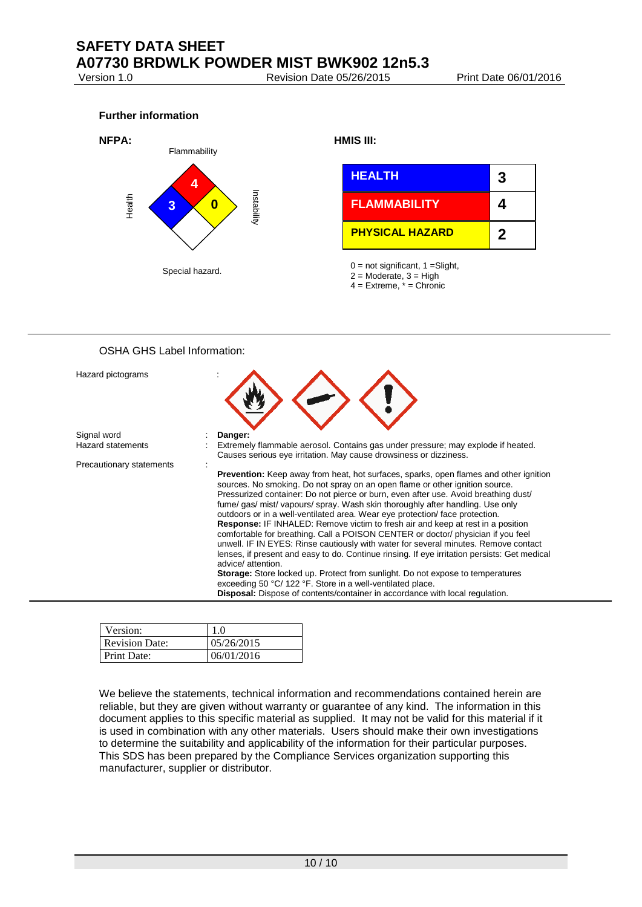**Further information**

**NFPA:**

Flammability

Health

Instability

4

3

0

Special hazard.

**HMIS III:**

| | |
|---|---|
| **HEALTH** | **3** |
| **FLAMMABILITY** | **4** |
| **PHYSICAL HAZARD** | **2** |

0 = not significant, 1 =Slight,
2 = Moderate, 3 = High
4 = Extreme, * = Chronic

---

OSHA GHS Label Information:

Hazard pictograms :

Signal word : **Danger:**

Hazard statements : Extremely flammable aerosol. Contains gas under pressure; may explode if heated. Causes serious eye irritation. May cause drowsiness or dizziness.

Precautionary statements :

**Prevention:** Keep away from heat, hot surfaces, sparks, open flames and other ignition sources. No smoking. Do not spray on an open flame or other ignition source. Pressurized container: Do not pierce or burn, even after use. Avoid breathing dust/ fume/ gas/ mist/ vapours/ spray. Wash skin thoroughly after handling. Use only outdoors or in a well-ventilated area. Wear eye protection/ face protection.
**Response:** IF INHALED: Remove victim to fresh air and keep at rest in a position comfortable for breathing. Call a POISON CENTER or doctor/ physician if you feel unwell. IF IN EYES: Rinse cautiously with water for several minutes. Remove contact lenses, if present and easy to do. Continue rinsing. If eye irritation persists: Get medical advice/ attention.
**Storage:** Store locked up. Protect from sunlight. Do not expose to temperatures exceeding 50 °C/ 122 °F. Store in a well-ventilated place.
**Disposal:** Dispose of contents/container in accordance with local regulation.

---

| | |
|---|---|
| Version: | 1.0 |
| Revision Date: | 05/26/2015 |
| Print Date: | 06/01/2016 |

We believe the statements, technical information and recommendations contained herein are reliable, but they are given without warranty or guarantee of any kind. The information in this document applies to this specific material as supplied. It may not be valid for this material if it is used in combination with any other materials. Users should make their own investigations to determine the suitability and applicability of the information for their particular purposes. This SDS has been prepared by the Compliance Services organization supporting this manufacturer, supplier or distributor.